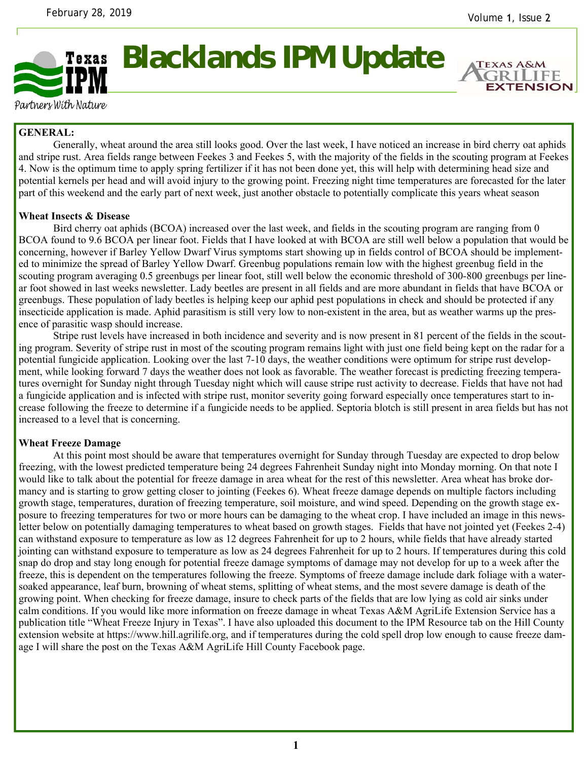# Blacklands IPM Update

Partners With Nature

February 28, 2019

### GENERAL:

Generally, wheat around the area still looks good. Over the last week, I have noticed an increase in bird cherry oat aphids and stripe rust. Area fields range between Feekes 3 and Feekes 5, with the majority of the fields in the scouting program at Feekes 4. Now is the optimum time to apply spring fertilizer if it has not been done yet, this will help with determining head size and potential kernels per head and will avoid injury to the growing point. Freezing night time temperatures are forecasted for the later part of this weekend and the early part of next week, just another obstacle to potentially complicate this years wheat season

### Wheat Insects & Disease

Bird cherry oat aphids (BCOA) increased over the last week, and fields in the scouting program are ranging from 0 BCOA found to 9.6 BCOA per linear foot. Fields that I have looked at with BCOA are still well below a population that would be concerning, however if Barley Yellow Dwarf Virus symptoms start showing up in fields control of BCOA should be implemented to minimize the spread of Barley Yellow Dwarf. Greenbug populations remain low with the highest greenbug field in the scouting program averaging 0.5 greenbugs per linear foot, still well below the economic threshold of 300-800 greenbugs per linear foot showed in last weeks newsletter. Lady beetles are present in all fields and are more abundant in fields that have BCOA or greenbugs. These population of lady beetles is helping keep our aphid pest populations in check and should be protected if any insecticide application is made. Aphid parasitism is still very low to non-existent in the area, but as weather warms up the presence of parasitic wasp should increase.

Stripe rust levels have increased in both incidence and severity and is now present in 81 percent of the fields in the scouting program. Severity of stripe rust in most of the scouting program remains light with just one field being kept on the radar for a potential fungicide application. Looking over the last 7-10 days, the weather conditions were optimum for stripe rust development, while looking forward 7 days the weather does not look as favorable. The weather forecast is predicting freezing temperatures overnight for Sunday night through Tuesday night which will cause stripe rust activity to decrease. Fields that have not had a fungicide application and is infected with stripe rust, monitor severity going forward especially once temperatures start to increase following the freeze to determine if a fungicide needs to be applied. Septoria blotch is still present in area fields but has not increased to a level that is concerning.

### Wheat Freeze Damage

At this point most should be aware that temperatures overnight for Sunday through Tuesday are expected to drop below freezing, with the lowest predicted temperature being 24 degrees Fahrenheit Sunday night into Monday morning. On that note I would like to talk about the potential for freeze damage in area wheat for the rest of this newsletter. Area wheat has broke dormancy and is starting to grow getting closer to jointing (Feekes 6). Wheat freeze damage depends on multiple factors including growth stage, temperatures, duration of freezing temperature, soil moisture, and wind speed. Depending on the growth stage exposure to freezing temperatures for two or more hours can be damaging to the wheat crop. I have included an image in this newsletter below on potentially damaging temperatures to wheat based on growth stages. Fields that have not jointed yet (Feekes 2-4) can withstand exposure to temperature as low as 12 degrees Fahrenheit for up to 2 hours, while fields that have already started jointing can withstand exposure to temperature as low as 24 degrees Fahrenheit for up to 2 hours. If temperatures during this cold snap do drop and stay long enough for potential freeze damage symptoms of damage may not develop for up to a week after the freeze, this is dependent on the temperatures following the freeze. Symptoms of freeze damage include dark foliage with a water-soaked appearance, leaf burn, browning of wheat stems, splitting of wheat stems, and the most severe damage is death of the growing point. When checking for freeze damage, insure to check parts of the fields that are low lying as cold air sinks under calm conditions. If you would like more information on freeze damage in wheat Texas A&M AgriLife Extension Service has a publication title "Wheat Freeze Injury in Texas". I have also uploaded this document to the IPM Resource tab on the Hill County extension website at https://www.hill.agrilife.org, and if temperatures during the cold spell drop low enough to cause freeze damage I will share the post on the Texas A&M AgriLife Hill County Facebook page.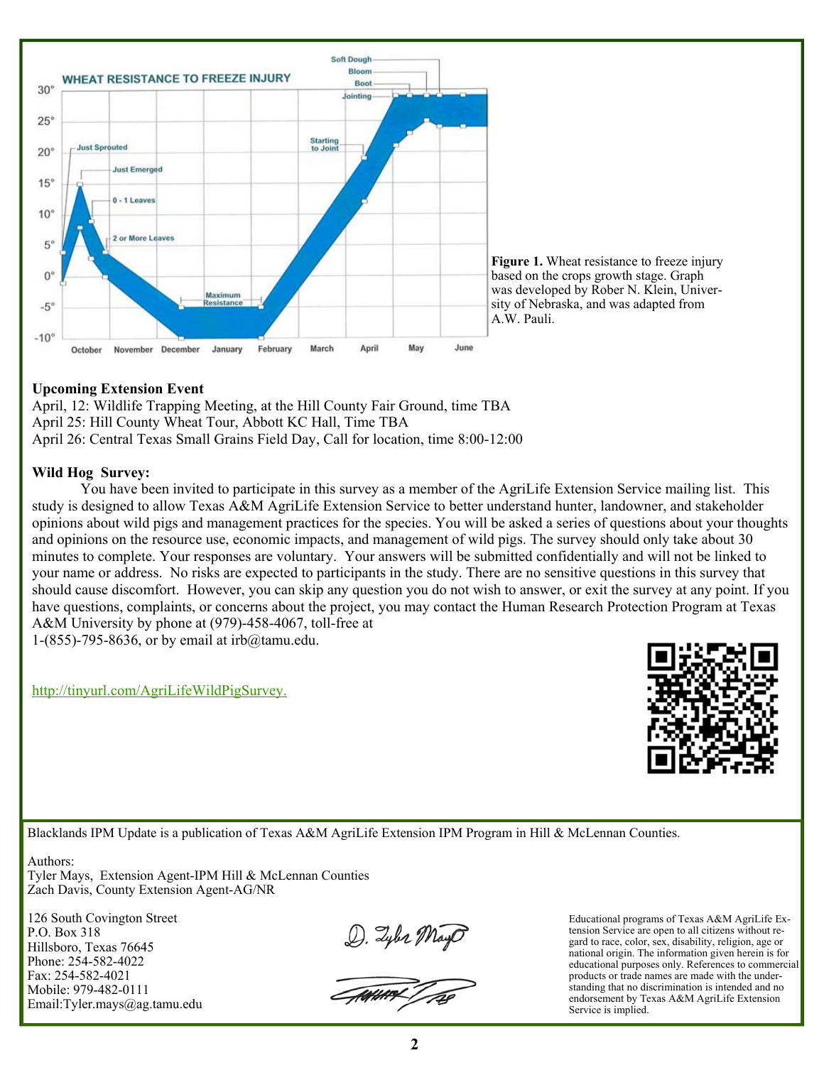WHEAT RESISTANCE TO FREEZE INJURY

30°
25°
20°
15°
10°
5°
0°
-5°
-10°

Soft Dough
Bloom
Boot
Jointing
Starting to Joint
Just Sprouted
Just Emerged
0 - 1 Leaves
2 or More Leaves
Maximum Resistance

October November December January February March April May June

**Figure 1.** Wheat resistance to freeze injury based on the crops growth stage. Graph was developed by Rober N. Klein, University of Nebraska, and was adapted from A.W. Pauli.

**Upcoming Extension Event**

April, 12: Wildlife Trapping Meeting, at the Hill County Fair Ground, time TBA
April 25: Hill County Wheat Tour, Abbott KC Hall, Time TBA
April 26: Central Texas Small Grains Field Day, Call for location, time 8:00-12:00

**Wild Hog Survey:**

You have been invited to participate in this survey as a member of the AgriLife Extension Service mailing list. This study is designed to allow Texas A&M AgriLife Extension Service to better understand hunter, landowner, and stakeholder opinions about wild pigs and management practices for the species. You will be asked a series of questions about your thoughts and opinions on the resource use, economic impacts, and management of wild pigs. The survey should only take about 30 minutes to complete. Your responses are voluntary. Your answers will be submitted confidentially and will not be linked to your name or address. No risks are expected to participants in the study. There are no sensitive questions in this survey that should cause discomfort. However, you can skip any question you do not wish to answer, or exit the survey at any point. If you have questions, complaints, or concerns about the project, you may contact the Human Research Protection Program at Texas A&M University by phone at (979)-458-4067, toll-free at 1-(855)-795-8636, or by email at irb@tamu.edu.

http://tinyurl.com/AgriLifeWildPigSurvey.

Blacklands IPM Update is a publication of Texas A&M AgriLife Extension IPM Program in Hill & McLennan Counties.

Authors:
Tyler Mays, Extension Agent-IPM Hill & McLennan Counties
Zach Davis, County Extension Agent-AG/NR

126 South Covington Street
P.O. Box 318
Hillsboro, Texas 76645
Phone: 254-582-4022
Fax: 254-582-4021
Mobile: 979-482-0111
Email:Tyler.mays@ag.tamu.edu

Educational programs of Texas A&M AgriLife Extension Service are open to all citizens without regard to race, color, sex, disability, religion, age or national origin. The information given herein is for educational purposes only. References to commercial products or trade names are made with the understanding that no discrimination is intended and no endorsement by Texas A&M AgriLife Extension Service is implied.